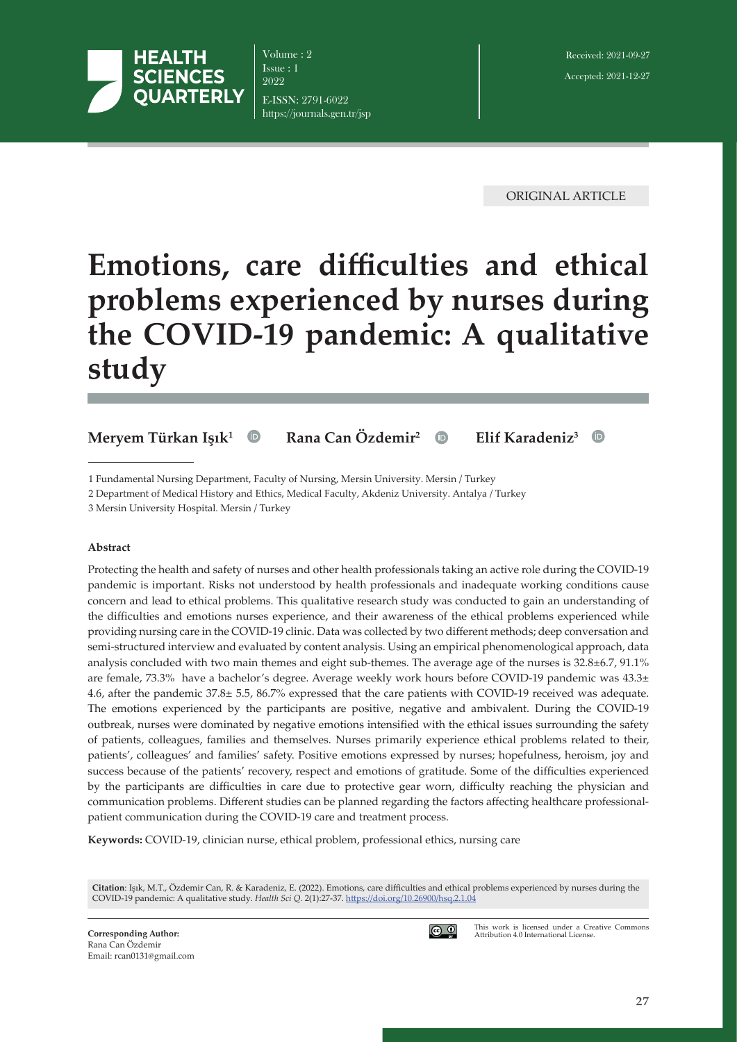ORIGINAL ARTICLE

# Emotions, care difficulties and ethical problems experienced by nurses during the COVID-19 pandemic: A qualitative study

**Meryem Türkan Işık**[1] **Rana Can Özdemir**[2] **Elif Karadeniz**[3]

1 Fundamental Nursing Department, Faculty of Nursing, Mersin University. Mersin / Turkey

2 Department of Medical History and Ethics, Medical Faculty, Akdeniz University. Antalya / Turkey

3 Mersin University Hospital. Mersin / Turkey

Received: 2021-09-27

Accepted: 2021-12-27

#### Abstract

Protecting the health and safety of nurses and other health professionals taking an active role during the COVID-19 pandemic is important. Risks not understood by health professionals and inadequate working conditions cause concern and lead to ethical problems. This qualitative research study was conducted to gain an understanding of the difficulties and emotions nurses experience, and their awareness of the ethical problems experienced while providing nursing care in the COVID-19 clinic. Data was collected by two different methods; deep conversation and semi-structured interview and evaluated by content analysis. Using an empirical phenomenological approach, data analysis concluded with two main themes and eight sub-themes. The average age of the nurses is 32.8±6.7, 91.1% are female, 73.3% have a bachelor's degree. Average weekly work hours before COVID-19 pandemic was 43.3± 4.6, after the pandemic 37.8± 5.5, 86.7% expressed that the care patients with COVID-19 received was adequate. The emotions experienced by the participants are positive, negative and ambivalent. During the COVID-19 outbreak, nurses were dominated by negative emotions intensified with the ethical issues surrounding the safety of patients, colleagues, families and themselves. Nurses primarily experience ethical problems related to their, patients', colleagues' and families' safety. Positive emotions expressed by nurses; hopefulness, heroism, joy and success because of the patients' recovery, respect and emotions of gratitude. Some of the difficulties experienced by the participants are difficulties in care due to protective gear worn, difficulty reaching the physician and communication problems. Different studies can be planned regarding the factors affecting healthcare professional-patient communication during the COVID-19 care and treatment process.

**Keywords:** COVID-19, clinician nurse, ethical problem, professional ethics, nursing care

**Citation**: Işık, M.T., Özdemir Can, R. & Karadeniz, E. (2022). Emotions, care difficulties and ethical problems experienced by nurses during the COVID-19 pandemic: A qualitative study. *Health Sci Q.* 2(1):27-37. https://doi.org/10.26900/hsq.2.1.04

**Corresponding Author:**
Rana Can Özdemir
Email: rcan0131@gmail.com

This work is licensed under a Creative Commons Attribution 4.0 International License.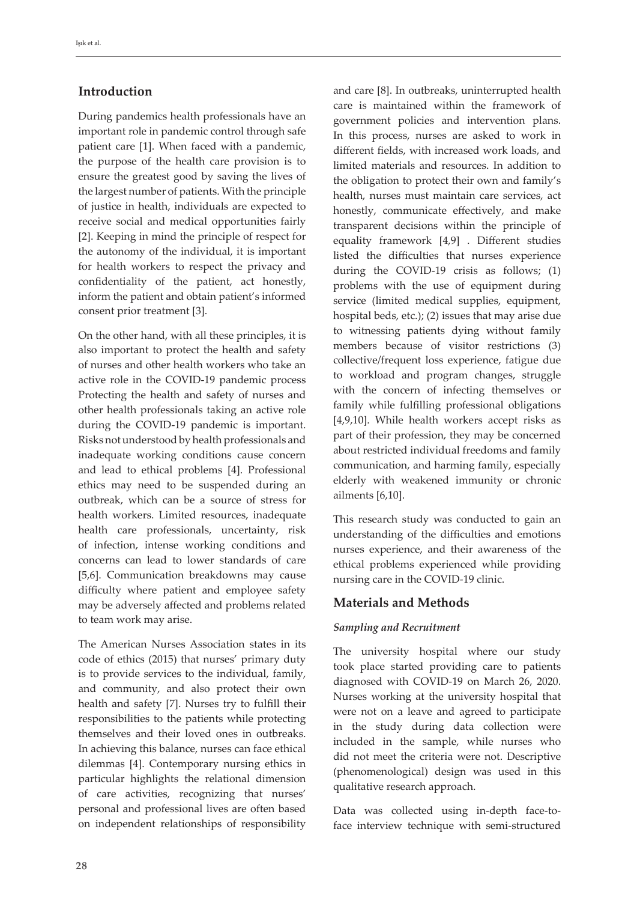## Introduction

During pandemics health professionals have an important role in pandemic control through safe patient care [1]. When faced with a pandemic, the purpose of the health care provision is to ensure the greatest good by saving the lives of the largest number of patients. With the principle of justice in health, individuals are expected to receive social and medical opportunities fairly [2]. Keeping in mind the principle of respect for the autonomy of the individual, it is important for health workers to respect the privacy and confidentiality of the patient, act honestly, inform the patient and obtain patient's informed consent prior treatment [3].

On the other hand, with all these principles, it is also important to protect the health and safety of nurses and other health workers who take an active role in the COVID-19 pandemic process Protecting the health and safety of nurses and other health professionals taking an active role during the COVID-19 pandemic is important. Risks not understood by health professionals and inadequate working conditions cause concern and lead to ethical problems [4]. Professional ethics may need to be suspended during an outbreak, which can be a source of stress for health workers. Limited resources, inadequate health care professionals, uncertainty, risk of infection, intense working conditions and concerns can lead to lower standards of care [5,6]. Communication breakdowns may cause difficulty where patient and employee safety may be adversely affected and problems related to team work may arise.

The American Nurses Association states in its code of ethics (2015) that nurses' primary duty is to provide services to the individual, family, and community, and also protect their own health and safety [7]. Nurses try to fulfill their responsibilities to the patients while protecting themselves and their loved ones in outbreaks. In achieving this balance, nurses can face ethical dilemmas [4]. Contemporary nursing ethics in particular highlights the relational dimension of care activities, recognizing that nurses' personal and professional lives are often based on independent relationships of responsibility and care [8]. In outbreaks, uninterrupted health care is maintained within the framework of government policies and intervention plans. In this process, nurses are asked to work in different fields, with increased work loads, and limited materials and resources. In addition to the obligation to protect their own and family's health, nurses must maintain care services, act honestly, communicate effectively, and make transparent decisions within the principle of equality framework [4,9] . Different studies listed the difficulties that nurses experience during the COVID-19 crisis as follows; (1) problems with the use of equipment during service (limited medical supplies, equipment, hospital beds, etc.); (2) issues that may arise due to witnessing patients dying without family members because of visitor restrictions (3) collective/frequent loss experience, fatigue due to workload and program changes, struggle with the concern of infecting themselves or family while fulfilling professional obligations [4,9,10]. While health workers accept risks as part of their profession, they may be concerned about restricted individual freedoms and family communication, and harming family, especially elderly with weakened immunity or chronic ailments [6,10].

This research study was conducted to gain an understanding of the difficulties and emotions nurses experience, and their awareness of the ethical problems experienced while providing nursing care in the COVID-19 clinic.

## Materials and Methods

### *Sampling and Recruitment*

The university hospital where our study took place started providing care to patients diagnosed with COVID-19 on March 26, 2020. Nurses working at the university hospital that were not on a leave and agreed to participate in the study during data collection were included in the sample, while nurses who did not meet the criteria were not. Descriptive (phenomenological) design was used in this qualitative research approach.

Data was collected using in-depth face-to-face interview technique with semi-structured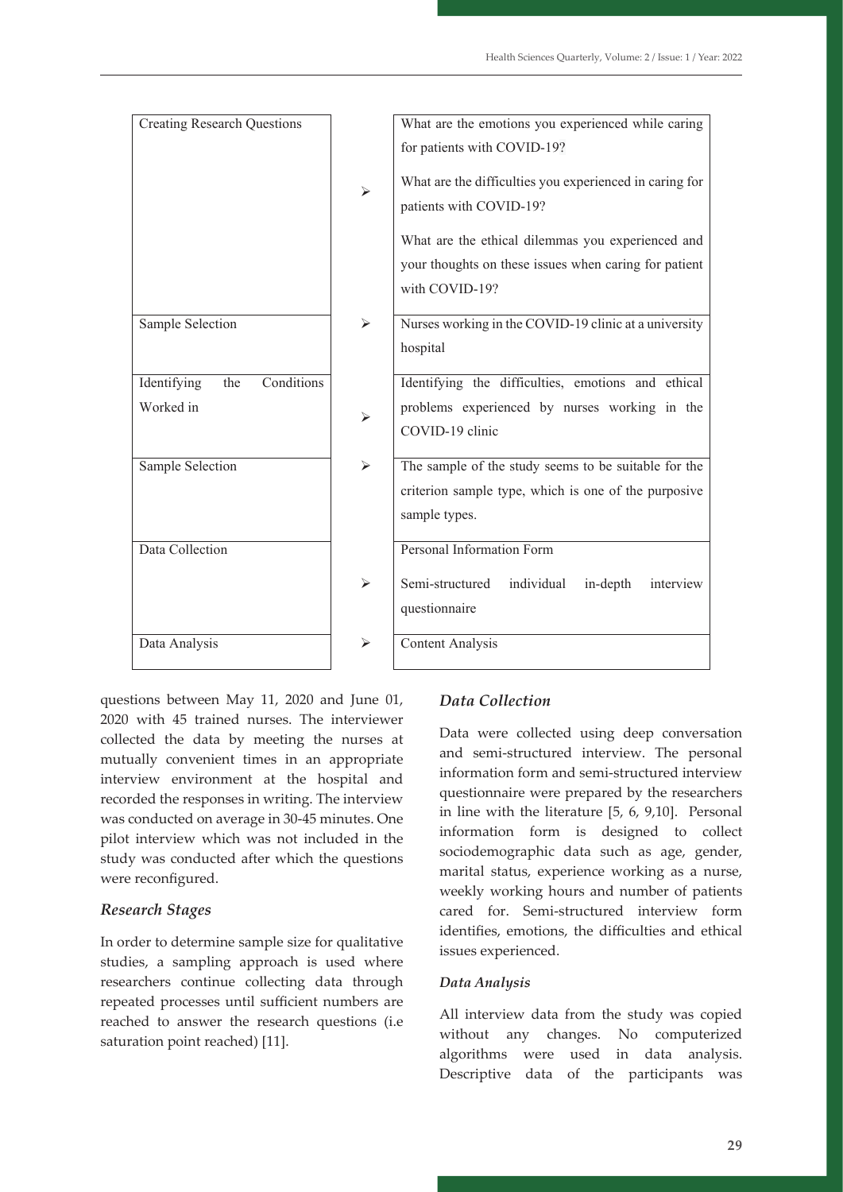| Stage | | Description |
|---|---|---|
| Creating Research Questions | ➢ | What are the emotions you experienced while caring for patients with COVID-19? What are the difficulties you experienced in caring for patients with COVID-19? What are the ethical dilemmas you experienced and your thoughts on these issues when caring for patient with COVID-19? |
| Sample Selection | ➢ | Nurses working in the COVID-19 clinic at a university hospital |
| Identifying the Conditions Worked in | ➢ | Identifying the difficulties, emotions and ethical problems experienced by nurses working in the COVID-19 clinic |
| Sample Selection | ➢ | The sample of the study seems to be suitable for the criterion sample type, which is one of the purposive sample types. |
| Data Collection | ➢ | Personal Information Form; Semi-structured individual in-depth interview questionnaire |
| Data Analysis | ➢ | Content Analysis |

questions between May 11, 2020 and June 01, 2020 with 45 trained nurses. The interviewer collected the data by meeting the nurses at mutually convenient times in an appropriate interview environment at the hospital and recorded the responses in writing. The interview was conducted on average in 30-45 minutes. One pilot interview which was not included in the study was conducted after which the questions were reconfigured.

### *Research Stages*

In order to determine sample size for qualitative studies, a sampling approach is used where researchers continue collecting data through repeated processes until sufficient numbers are reached to answer the research questions (i.e saturation point reached) [11].

### *Data Collection*

Data were collected using deep conversation and semi-structured interview. The personal information form and semi-structured interview questionnaire were prepared by the researchers in line with the literature [5, 6, 9,10]. Personal information form is designed to collect sociodemographic data such as age, gender, marital status, experience working as a nurse, weekly working hours and number of patients cared for. Semi-structured interview form identifies, emotions, the difficulties and ethical issues experienced.

#### *Data Analysis*

All interview data from the study was copied without any changes. No computerized algorithms were used in data analysis. Descriptive data of the participants was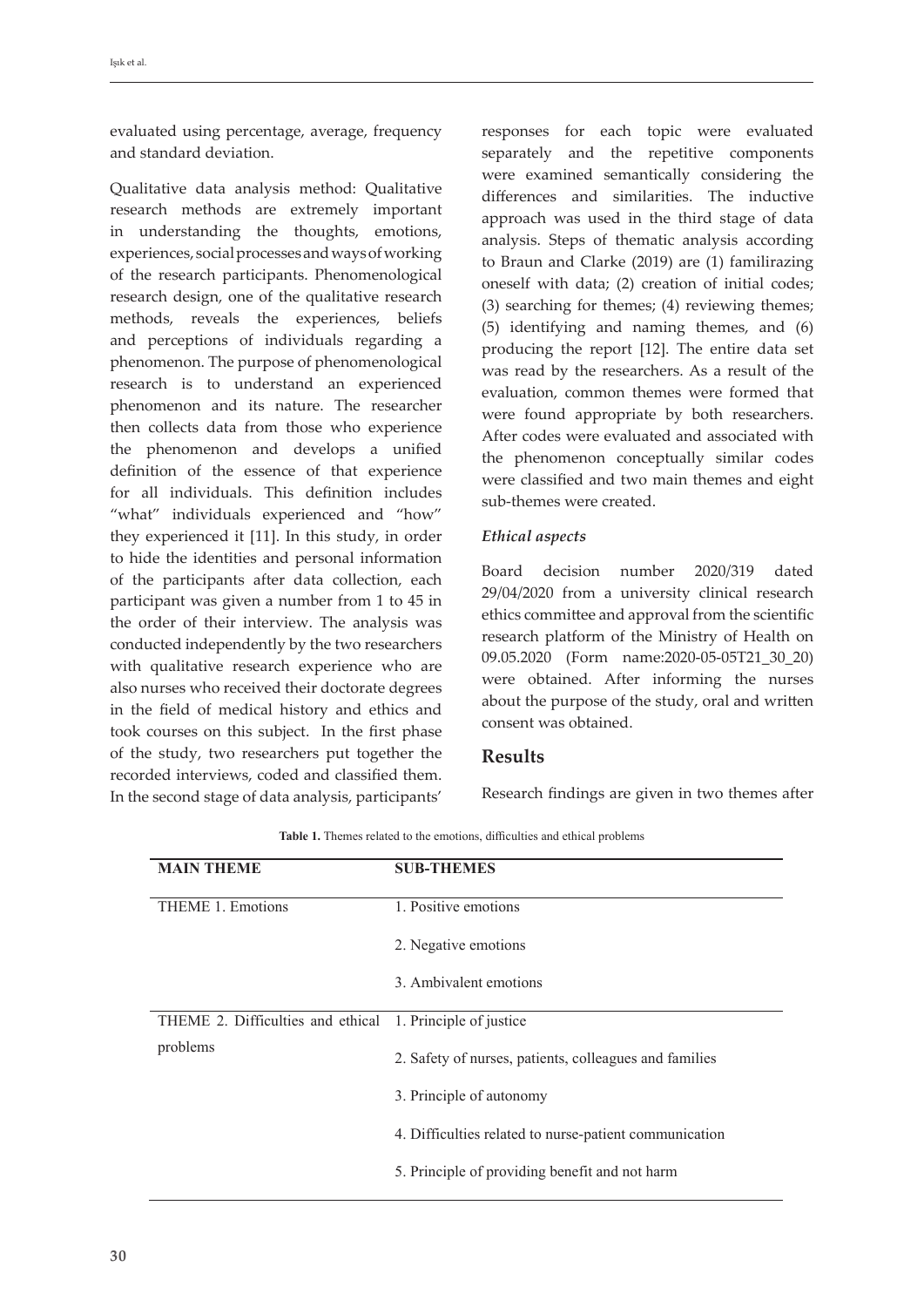evaluated using percentage, average, frequency and standard deviation.

Qualitative data analysis method: Qualitative research methods are extremely important in understanding the thoughts, emotions, experiences, social processes and ways of working of the research participants. Phenomenological research design, one of the qualitative research methods, reveals the experiences, beliefs and perceptions of individuals regarding a phenomenon. The purpose of phenomenological research is to understand an experienced phenomenon and its nature. The researcher then collects data from those who experience the phenomenon and develops a unified definition of the essence of that experience for all individuals. This definition includes "what" individuals experienced and "how" they experienced it [11]. In this study, in order to hide the identities and personal information of the participants after data collection, each participant was given a number from 1 to 45 in the order of their interview. The analysis was conducted independently by the two researchers with qualitative research experience who are also nurses who received their doctorate degrees in the field of medical history and ethics and took courses on this subject. In the first phase of the study, two researchers put together the recorded interviews, coded and classified them. In the second stage of data analysis, participants' responses for each topic were evaluated separately and the repetitive components were examined semantically considering the differences and similarities. The inductive approach was used in the third stage of data analysis. Steps of thematic analysis according to Braun and Clarke (2019) are (1) familirazing oneself with data; (2) creation of initial codes; (3) searching for themes; (4) reviewing themes; (5) identifying and naming themes, and (6) producing the report [12]. The entire data set was read by the researchers. As a result of the evaluation, common themes were formed that were found appropriate by both researchers. After codes were evaluated and associated with the phenomenon conceptually similar codes were classified and two main themes and eight sub-themes were created.

### *Ethical aspects*

Board decision number 2020/319 dated 29/04/2020 from a university clinical research ethics committee and approval from the scientific research platform of the Ministry of Health on 09.05.2020 (Form name:2020-05-05T21_30_20) were obtained. After informing the nurses about the purpose of the study, oral and written consent was obtained.

## Results

Research findings are given in two themes after

**Table 1.** Themes related to the emotions, difficulties and ethical problems

| MAIN THEME | SUB-THEMES |
|---|---|
| THEME 1. Emotions | 1. Positive emotions |
| | 2. Negative emotions |
| | 3. Ambivalent emotions |
| THEME 2. Difficulties and ethical problems | 1. Principle of justice |
| | 2. Safety of nurses, patients, colleagues and families |
| | 3. Principle of autonomy |
| | 4. Difficulties related to nurse-patient communication |
| | 5. Principle of providing benefit and not harm |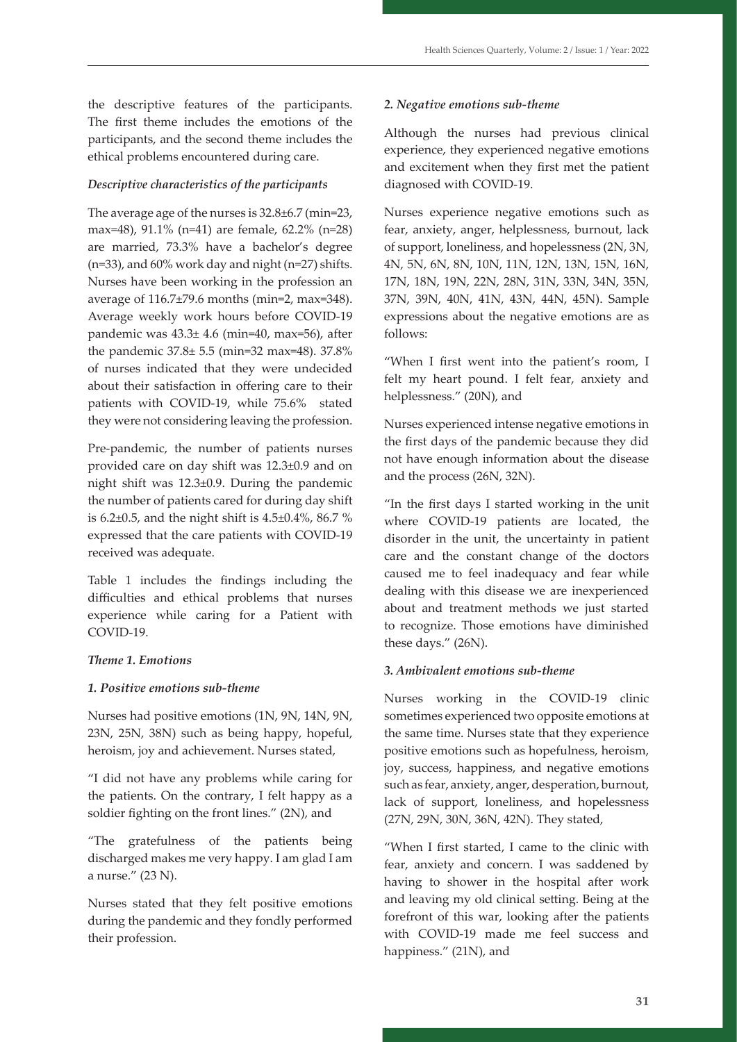the descriptive features of the participants. The first theme includes the emotions of the participants, and the second theme includes the ethical problems encountered during care.

*Descriptive characteristics of the participants*

The average age of the nurses is 32.8±6.7 (min=23, max=48), 91.1% (n=41) are female, 62.2% (n=28) are married, 73.3% have a bachelor's degree (n=33), and 60% work day and night (n=27) shifts. Nurses have been working in the profession an average of 116.7±79.6 months (min=2, max=348). Average weekly work hours before COVID-19 pandemic was 43.3± 4.6 (min=40, max=56), after the pandemic 37.8± 5.5 (min=32 max=48). 37.8% of nurses indicated that they were undecided about their satisfaction in offering care to their patients with COVID-19, while 75.6% stated they were not considering leaving the profession.

Pre-pandemic, the number of patients nurses provided care on day shift was 12.3±0.9 and on night shift was 12.3±0.9. During the pandemic the number of patients cared for during day shift is 6.2±0.5, and the night shift is 4.5±0.4%, 86.7 % expressed that the care patients with COVID-19 received was adequate.

Table 1 includes the findings including the difficulties and ethical problems that nurses experience while caring for a Patient with COVID-19.

*Theme 1. Emotions*

*1. Positive emotions sub-theme*

Nurses had positive emotions (1N, 9N, 14N, 9N, 23N, 25N, 38N) such as being happy, hopeful, heroism, joy and achievement. Nurses stated,

"I did not have any problems while caring for the patients. On the contrary, I felt happy as a soldier fighting on the front lines." (2N), and

"The gratefulness of the patients being discharged makes me very happy. I am glad I am a nurse." (23 N).

Nurses stated that they felt positive emotions during the pandemic and they fondly performed their profession.

*2. Negative emotions sub-theme*

Although the nurses had previous clinical experience, they experienced negative emotions and excitement when they first met the patient diagnosed with COVID-19.

Nurses experience negative emotions such as fear, anxiety, anger, helplessness, burnout, lack of support, loneliness, and hopelessness (2N, 3N, 4N, 5N, 6N, 8N, 10N, 11N, 12N, 13N, 15N, 16N, 17N, 18N, 19N, 22N, 28N, 31N, 33N, 34N, 35N, 37N, 39N, 40N, 41N, 43N, 44N, 45N). Sample expressions about the negative emotions are as follows:

"When I first went into the patient's room, I felt my heart pound. I felt fear, anxiety and helplessness." (20N), and

Nurses experienced intense negative emotions in the first days of the pandemic because they did not have enough information about the disease and the process (26N, 32N).

"In the first days I started working in the unit where COVID-19 patients are located, the disorder in the unit, the uncertainty in patient care and the constant change of the doctors caused me to feel inadequacy and fear while dealing with this disease we are inexperienced about and treatment methods we just started to recognize. Those emotions have diminished these days." (26N).

*3. Ambivalent emotions sub-theme*

Nurses working in the COVID-19 clinic sometimes experienced two opposite emotions at the same time. Nurses state that they experience positive emotions such as hopefulness, heroism, joy, success, happiness, and negative emotions such as fear, anxiety, anger, desperation, burnout, lack of support, loneliness, and hopelessness (27N, 29N, 30N, 36N, 42N). They stated,

"When I first started, I came to the clinic with fear, anxiety and concern. I was saddened by having to shower in the hospital after work and leaving my old clinical setting. Being at the forefront of this war, looking after the patients with COVID-19 made me feel success and happiness." (21N), and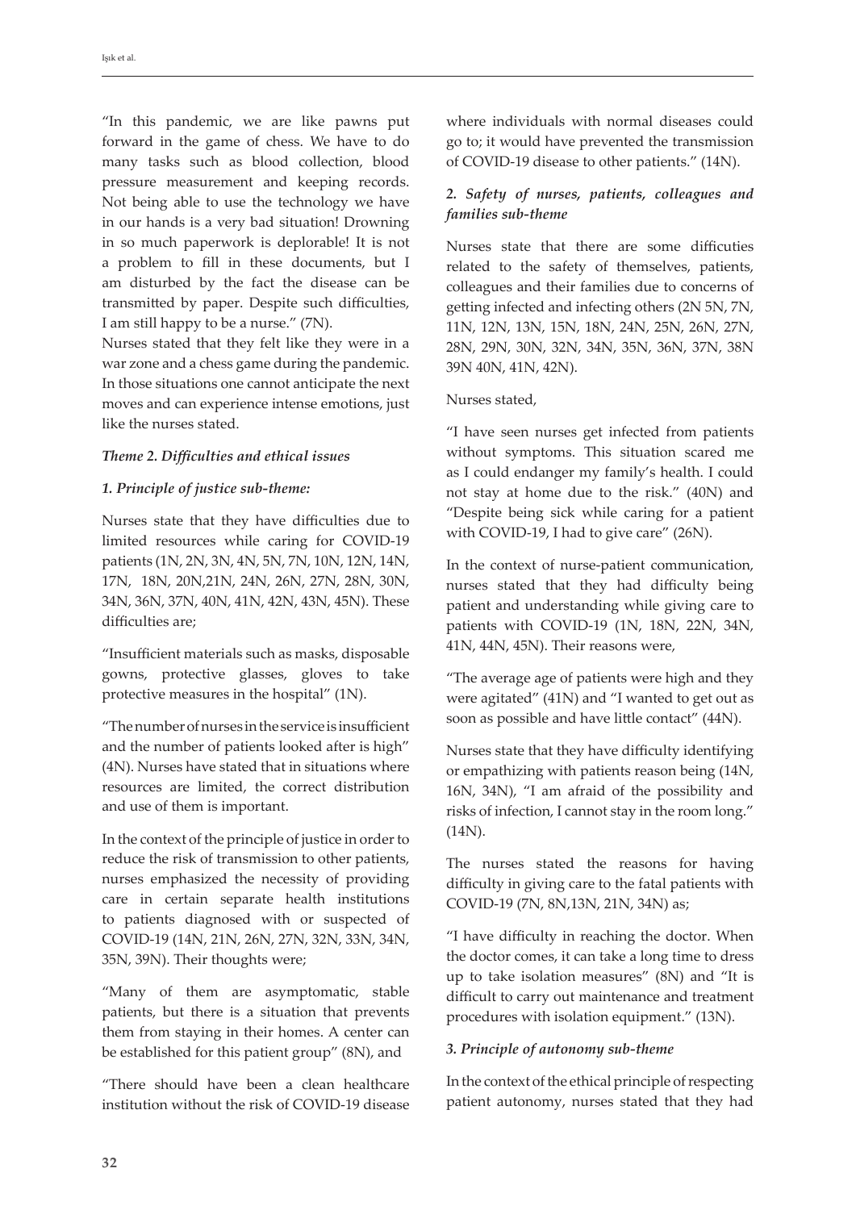"In this pandemic, we are like pawns put forward in the game of chess. We have to do many tasks such as blood collection, blood pressure measurement and keeping records. Not being able to use the technology we have in our hands is a very bad situation! Drowning in so much paperwork is deplorable! It is not a problem to fill in these documents, but I am disturbed by the fact the disease can be transmitted by paper. Despite such difficulties, I am still happy to be a nurse." (7N).

Nurses stated that they felt like they were in a war zone and a chess game during the pandemic. In those situations one cannot anticipate the next moves and can experience intense emotions, just like the nurses stated.

***Theme 2. Difficulties and ethical issues***

***1. Principle of justice sub-theme:***

Nurses state that they have difficulties due to limited resources while caring for COVID-19 patients (1N, 2N, 3N, 4N, 5N, 7N, 10N, 12N, 14N, 17N, 18N, 20N,21N, 24N, 26N, 27N, 28N, 30N, 34N, 36N, 37N, 40N, 41N, 42N, 43N, 45N). These difficulties are;

"Insufficient materials such as masks, disposable gowns, protective glasses, gloves to take protective measures in the hospital" (1N).

"The number of nurses in the service is insufficient and the number of patients looked after is high" (4N). Nurses have stated that in situations where resources are limited, the correct distribution and use of them is important.

In the context of the principle of justice in order to reduce the risk of transmission to other patients, nurses emphasized the necessity of providing care in certain separate health institutions to patients diagnosed with or suspected of COVID-19 (14N, 21N, 26N, 27N, 32N, 33N, 34N, 35N, 39N). Their thoughts were;

"Many of them are asymptomatic, stable patients, but there is a situation that prevents them from staying in their homes. A center can be established for this patient group" (8N), and

"There should have been a clean healthcare institution without the risk of COVID-19 disease where individuals with normal diseases could go to; it would have prevented the transmission of COVID-19 disease to other patients." (14N).

***2. Safety of nurses, patients, colleagues and families sub-theme***

Nurses state that there are some difficuties related to the safety of themselves, patients, colleagues and their families due to concerns of getting infected and infecting others (2N 5N, 7N, 11N, 12N, 13N, 15N, 18N, 24N, 25N, 26N, 27N, 28N, 29N, 30N, 32N, 34N, 35N, 36N, 37N, 38N 39N 40N, 41N, 42N).

Nurses stated,

"I have seen nurses get infected from patients without symptoms. This situation scared me as I could endanger my family's health. I could not stay at home due to the risk." (40N) and "Despite being sick while caring for a patient with COVID-19, I had to give care" (26N).

In the context of nurse-patient communication, nurses stated that they had difficulty being patient and understanding while giving care to patients with COVID-19 (1N, 18N, 22N, 34N, 41N, 44N, 45N). Their reasons were,

"The average age of patients were high and they were agitated" (41N) and "I wanted to get out as soon as possible and have little contact" (44N).

Nurses state that they have difficulty identifying or empathizing with patients reason being (14N, 16N, 34N), "I am afraid of the possibility and risks of infection, I cannot stay in the room long." (14N).

The nurses stated the reasons for having difficulty in giving care to the fatal patients with COVID-19 (7N, 8N,13N, 21N, 34N) as;

"I have difficulty in reaching the doctor. When the doctor comes, it can take a long time to dress up to take isolation measures" (8N) and "It is difficult to carry out maintenance and treatment procedures with isolation equipment." (13N).

***3. Principle of autonomy sub-theme***

In the context of the ethical principle of respecting patient autonomy, nurses stated that they had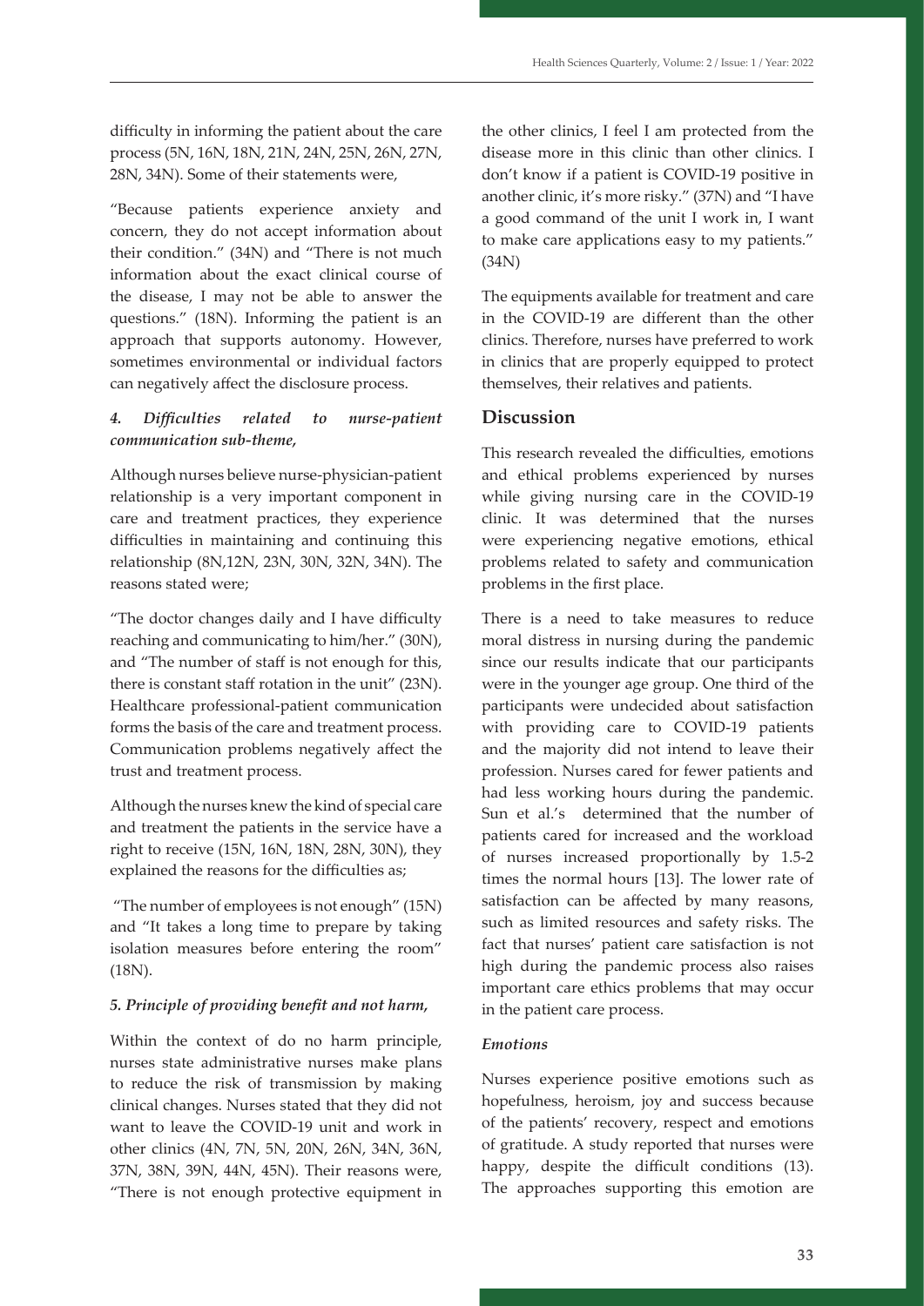difficulty in informing the patient about the care process (5N, 16N, 18N, 21N, 24N, 25N, 26N, 27N, 28N, 34N). Some of their statements were,

"Because patients experience anxiety and concern, they do not accept information about their condition." (34N) and "There is not much information about the exact clinical course of the disease, I may not be able to answer the questions." (18N). Informing the patient is an approach that supports autonomy. However, sometimes environmental or individual factors can negatively affect the disclosure process.

***4. Difficulties related to nurse-patient communication sub-theme,***

Although nurses believe nurse-physician-patient relationship is a very important component in care and treatment practices, they experience difficulties in maintaining and continuing this relationship (8N,12N, 23N, 30N, 32N, 34N). The reasons stated were;

"The doctor changes daily and I have difficulty reaching and communicating to him/her." (30N), and "The number of staff is not enough for this, there is constant staff rotation in the unit" (23N). Healthcare professional-patient communication forms the basis of the care and treatment process. Communication problems negatively affect the trust and treatment process.

Although the nurses knew the kind of special care and treatment the patients in the service have a right to receive (15N, 16N, 18N, 28N, 30N), they explained the reasons for the difficulties as;

"The number of employees is not enough" (15N) and "It takes a long time to prepare by taking isolation measures before entering the room" (18N).

***5. Principle of providing benefit and not harm,***

Within the context of do no harm principle, nurses state administrative nurses make plans to reduce the risk of transmission by making clinical changes. Nurses stated that they did not want to leave the COVID-19 unit and work in other clinics (4N, 7N, 5N, 20N, 26N, 34N, 36N, 37N, 38N, 39N, 44N, 45N). Their reasons were, "There is not enough protective equipment in the other clinics, I feel I am protected from the disease more in this clinic than other clinics. I don't know if a patient is COVID-19 positive in another clinic, it's more risky." (37N) and "I have a good command of the unit I work in, I want to make care applications easy to my patients." (34N)

The equipments available for treatment and care in the COVID-19 are different than the other clinics. Therefore, nurses have preferred to work in clinics that are properly equipped to protect themselves, their relatives and patients.

## Discussion

This research revealed the difficulties, emotions and ethical problems experienced by nurses while giving nursing care in the COVID-19 clinic. It was determined that the nurses were experiencing negative emotions, ethical problems related to safety and communication problems in the first place.

There is a need to take measures to reduce moral distress in nursing during the pandemic since our results indicate that our participants were in the younger age group. One third of the participants were undecided about satisfaction with providing care to COVID-19 patients and the majority did not intend to leave their profession. Nurses cared for fewer patients and had less working hours during the pandemic. Sun et al.'s determined that the number of patients cared for increased and the workload of nurses increased proportionally by 1.5-2 times the normal hours [13]. The lower rate of satisfaction can be affected by many reasons, such as limited resources and safety risks. The fact that nurses' patient care satisfaction is not high during the pandemic process also raises important care ethics problems that may occur in the patient care process.

### *Emotions*

Nurses experience positive emotions such as hopefulness, heroism, joy and success because of the patients' recovery, respect and emotions of gratitude. A study reported that nurses were happy, despite the difficult conditions (13). The approaches supporting this emotion are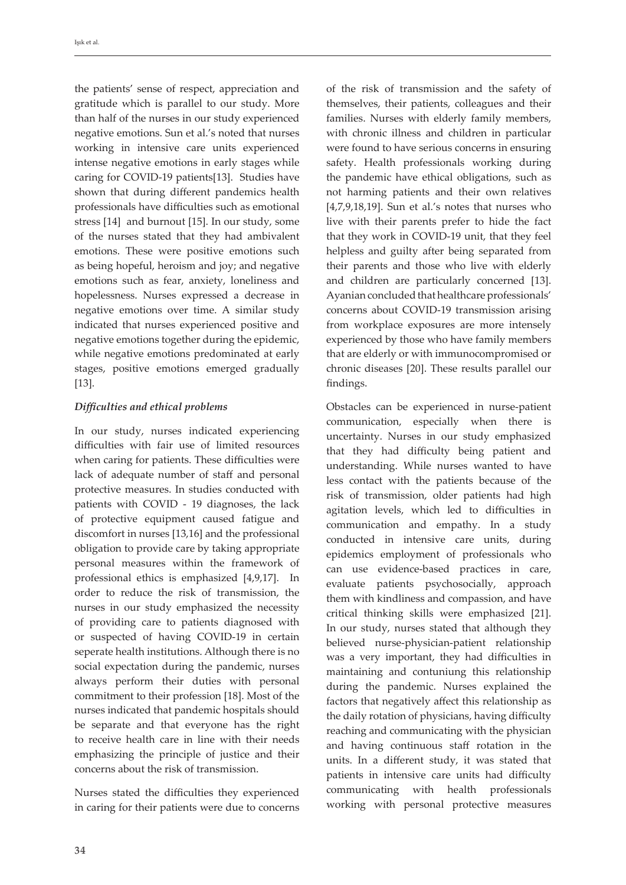the patients' sense of respect, appreciation and gratitude which is parallel to our study. More than half of the nurses in our study experienced negative emotions. Sun et al.'s noted that nurses working in intensive care units experienced intense negative emotions in early stages while caring for COVID-19 patients[13]. Studies have shown that during different pandemics health professionals have difficulties such as emotional stress [14] and burnout [15]. In our study, some of the nurses stated that they had ambivalent emotions. These were positive emotions such as being hopeful, heroism and joy; and negative emotions such as fear, anxiety, loneliness and hopelessness. Nurses expressed a decrease in negative emotions over time. A similar study indicated that nurses experienced positive and negative emotions together during the epidemic, while negative emotions predominated at early stages, positive emotions emerged gradually [13].

### *Difficulties and ethical problems*

In our study, nurses indicated experiencing difficulties with fair use of limited resources when caring for patients. These difficulties were lack of adequate number of staff and personal protective measures. In studies conducted with patients with COVID - 19 diagnoses, the lack of protective equipment caused fatigue and discomfort in nurses [13,16] and the professional obligation to provide care by taking appropriate personal measures within the framework of professional ethics is emphasized [4,9,17]. In order to reduce the risk of transmission, the nurses in our study emphasized the necessity of providing care to patients diagnosed with or suspected of having COVID-19 in certain seperate health institutions. Although there is no social expectation during the pandemic, nurses always perform their duties with personal commitment to their profession [18]. Most of the nurses indicated that pandemic hospitals should be separate and that everyone has the right to receive health care in line with their needs emphasizing the principle of justice and their concerns about the risk of transmission.

Nurses stated the difficulties they experienced in caring for their patients were due to concerns of the risk of transmission and the safety of themselves, their patients, colleagues and their families. Nurses with elderly family members, with chronic illness and children in particular were found to have serious concerns in ensuring safety. Health professionals working during the pandemic have ethical obligations, such as not harming patients and their own relatives [4,7,9,18,19]. Sun et al.'s notes that nurses who live with their parents prefer to hide the fact that they work in COVID-19 unit, that they feel helpless and guilty after being separated from their parents and those who live with elderly and children are particularly concerned [13]. Ayanian concluded that healthcare professionals' concerns about COVID-19 transmission arising from workplace exposures are more intensely experienced by those who have family members that are elderly or with immunocompromised or chronic diseases [20]. These results parallel our findings.

Obstacles can be experienced in nurse-patient communication, especially when there is uncertainty. Nurses in our study emphasized that they had difficulty being patient and understanding. While nurses wanted to have less contact with the patients because of the risk of transmission, older patients had high agitation levels, which led to difficulties in communication and empathy. In a study conducted in intensive care units, during epidemics employment of professionals who can use evidence-based practices in care, evaluate patients psychosocially, approach them with kindliness and compassion, and have critical thinking skills were emphasized [21]. In our study, nurses stated that although they believed nurse-physician-patient relationship was a very important, they had difficulties in maintaining and contuniung this relationship during the pandemic. Nurses explained the factors that negatively affect this relationship as the daily rotation of physicians, having difficulty reaching and communicating with the physician and having continuous staff rotation in the units. In a different study, it was stated that patients in intensive care units had difficulty communicating with health professionals working with personal protective measures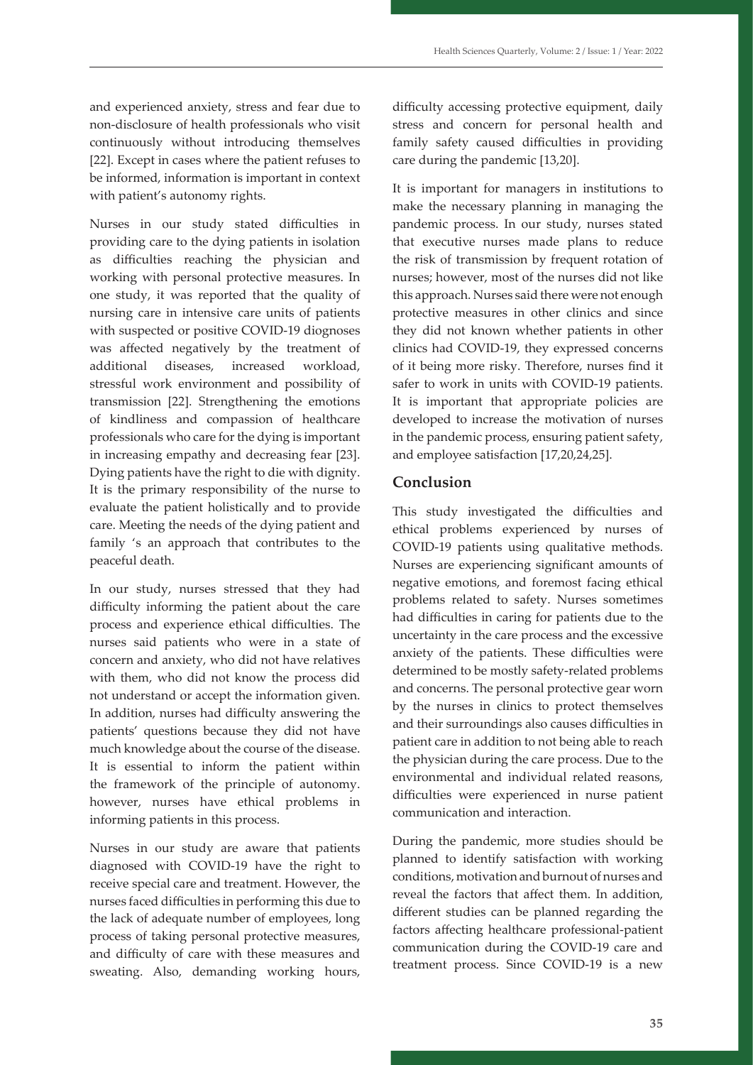and experienced anxiety, stress and fear due to non-disclosure of health professionals who visit continuously without introducing themselves [22]. Except in cases where the patient refuses to be informed, information is important in context with patient's autonomy rights.

Nurses in our study stated difficulties in providing care to the dying patients in isolation as difficulties reaching the physician and working with personal protective measures. In one study, it was reported that the quality of nursing care in intensive care units of patients with suspected or positive COVID-19 diognoses was affected negatively by the treatment of additional diseases, increased workload, stressful work environment and possibility of transmission [22]. Strengthening the emotions of kindliness and compassion of healthcare professionals who care for the dying is important in increasing empathy and decreasing fear [23]. Dying patients have the right to die with dignity. It is the primary responsibility of the nurse to evaluate the patient holistically and to provide care. Meeting the needs of the dying patient and family 's an approach that contributes to the peaceful death.

In our study, nurses stressed that they had difficulty informing the patient about the care process and experience ethical difficulties. The nurses said patients who were in a state of concern and anxiety, who did not have relatives with them, who did not know the process did not understand or accept the information given. In addition, nurses had difficulty answering the patients' questions because they did not have much knowledge about the course of the disease. It is essential to inform the patient within the framework of the principle of autonomy. however, nurses have ethical problems in informing patients in this process.

Nurses in our study are aware that patients diagnosed with COVID-19 have the right to receive special care and treatment. However, the nurses faced difficulties in performing this due to the lack of adequate number of employees, long process of taking personal protective measures, and difficulty of care with these measures and sweating. Also, demanding working hours, difficulty accessing protective equipment, daily stress and concern for personal health and family safety caused difficulties in providing care during the pandemic [13,20].

It is important for managers in institutions to make the necessary planning in managing the pandemic process. In our study, nurses stated that executive nurses made plans to reduce the risk of transmission by frequent rotation of nurses; however, most of the nurses did not like this approach. Nurses said there were not enough protective measures in other clinics and since they did not known whether patients in other clinics had COVID-19, they expressed concerns of it being more risky. Therefore, nurses find it safer to work in units with COVID-19 patients. It is important that appropriate policies are developed to increase the motivation of nurses in the pandemic process, ensuring patient safety, and employee satisfaction [17,20,24,25].

## Conclusion

This study investigated the difficulties and ethical problems experienced by nurses of COVID-19 patients using qualitative methods. Nurses are experiencing significant amounts of negative emotions, and foremost facing ethical problems related to safety. Nurses sometimes had difficulties in caring for patients due to the uncertainty in the care process and the excessive anxiety of the patients. These difficulties were determined to be mostly safety-related problems and concerns. The personal protective gear worn by the nurses in clinics to protect themselves and their surroundings also causes difficulties in patient care in addition to not being able to reach the physician during the care process. Due to the environmental and individual related reasons, difficulties were experienced in nurse patient communication and interaction.

During the pandemic, more studies should be planned to identify satisfaction with working conditions, motivation and burnout of nurses and reveal the factors that affect them. In addition, different studies can be planned regarding the factors affecting healthcare professional-patient communication during the COVID-19 care and treatment process. Since COVID-19 is a new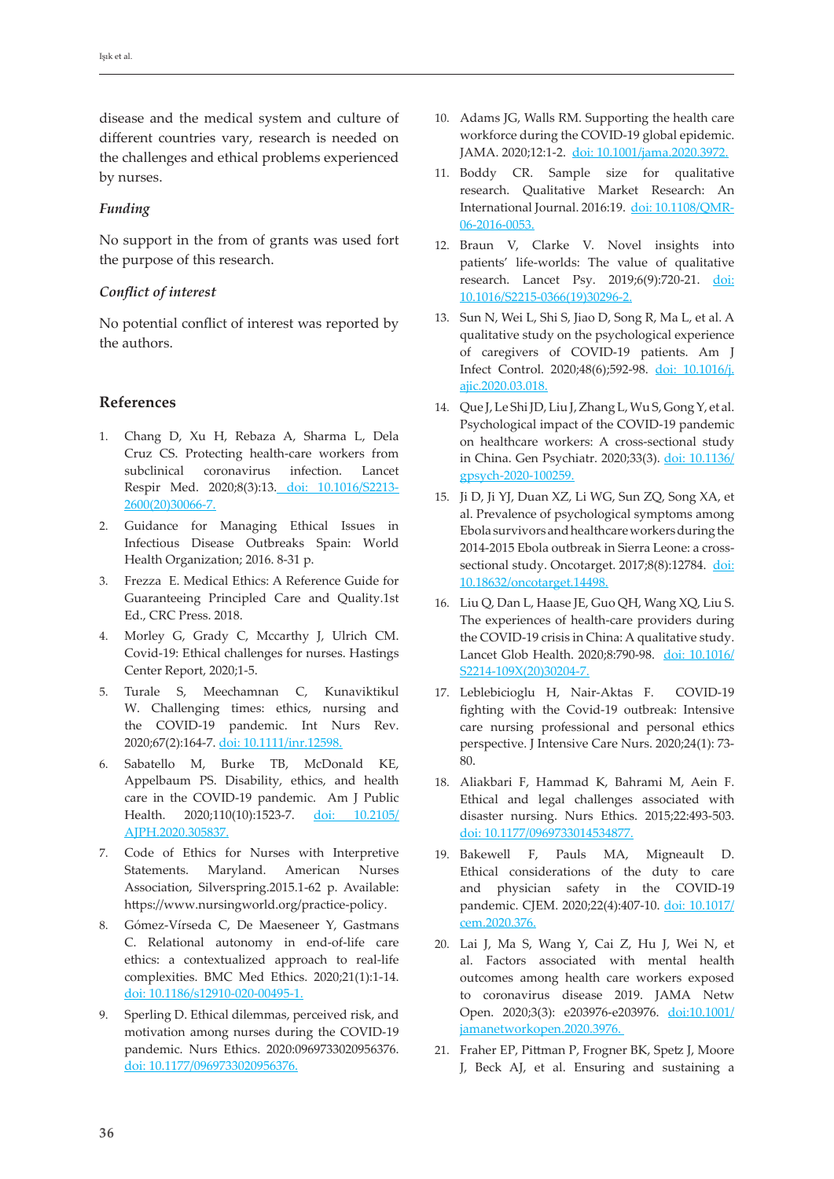disease and the medical system and culture of different countries vary, research is needed on the challenges and ethical problems experienced by nurses.

### *Funding*

No support in the from of grants was used fort the purpose of this research.

### *Conflict of interest*

No potential conflict of interest was reported by the authors.

## References

1. Chang D, Xu H, Rebaza A, Sharma L, Dela Cruz CS. Protecting health-care workers from subclinical coronavirus infection. Lancet Respir Med. 2020;8(3):13. doi: 10.1016/S2213-2600(20)30066-7.
2. Guidance for Managing Ethical Issues in Infectious Disease Outbreaks Spain: World Health Organization; 2016. 8-31 p.
3. Frezza E. Medical Ethics: A Reference Guide for Guaranteeing Principled Care and Quality.1st Ed., CRC Press. 2018.
4. Morley G, Grady C, Mccarthy J, Ulrich CM. Covid-19: Ethical challenges for nurses. Hastings Center Report, 2020;1-5.
5. Turale S, Meechamnan C, Kunaviktikul W. Challenging times: ethics, nursing and the COVID-19 pandemic. Int Nurs Rev. 2020;67(2):164-7. doi: 10.1111/inr.12598.
6. Sabatello M, Burke TB, McDonald KE, Appelbaum PS. Disability, ethics, and health care in the COVID-19 pandemic. Am J Public Health. 2020;110(10):1523-7. doi: 10.2105/AJPH.2020.305837.
7. Code of Ethics for Nurses with Interpretive Statements. Maryland. American Nurses Association, Silverspring.2015.1-62 p. Available: https://www.nursingworld.org/practice-policy.
8. Gómez-Vírseda C, De Maeseneer Y, Gastmans C. Relational autonomy in end-of-life care ethics: a contextualized approach to real-life complexities. BMC Med Ethics. 2020;21(1):1-14. doi: 10.1186/s12910-020-00495-1.
9. Sperling D. Ethical dilemmas, perceived risk, and motivation among nurses during the COVID-19 pandemic. Nurs Ethics. 2020:0969733020956376. doi: 10.1177/0969733020956376.
10. Adams JG, Walls RM. Supporting the health care workforce during the COVID-19 global epidemic. JAMA. 2020;12:1-2. doi: 10.1001/jama.2020.3972.
11. Boddy CR. Sample size for qualitative research. Qualitative Market Research: An International Journal. 2016:19. doi: 10.1108/QMR-06-2016-0053.
12. Braun V, Clarke V. Novel insights into patients' life-worlds: The value of qualitative research. Lancet Psy. 2019;6(9):720-21. doi: 10.1016/S2215-0366(19)30296-2.
13. Sun N, Wei L, Shi S, Jiao D, Song R, Ma L, et al. A qualitative study on the psychological experience of caregivers of COVID-19 patients. Am J Infect Control. 2020;48(6);592-98. doi: 10.1016/j.ajic.2020.03.018.
14. Que J, Le Shi JD, Liu J, Zhang L, Wu S, Gong Y, et al. Psychological impact of the COVID-19 pandemic on healthcare workers: A cross-sectional study in China. Gen Psychiatr. 2020;33(3). doi: 10.1136/gpsych-2020-100259.
15. Ji D, Ji YJ, Duan XZ, Li WG, Sun ZQ, Song XA, et al. Prevalence of psychological symptoms among Ebola survivors and healthcare workers during the 2014-2015 Ebola outbreak in Sierra Leone: a cross-sectional study. Oncotarget. 2017;8(8):12784. doi: 10.18632/oncotarget.14498.
16. Liu Q, Dan L, Haase JE, Guo QH, Wang XQ, Liu S. The experiences of health-care providers during the COVID-19 crisis in China: A qualitative study. Lancet Glob Health. 2020;8:790-98. doi: 10.1016/S2214-109X(20)30204-7.
17. Leblebicioglu H, Nair-Aktas F. COVID-19 fighting with the Covid-19 outbreak: Intensive care nursing professional and personal ethics perspective. J Intensive Care Nurs. 2020;24(1): 73-80.
18. Aliakbari F, Hammad K, Bahrami M, Aein F. Ethical and legal challenges associated with disaster nursing. Nurs Ethics. 2015;22:493-503. doi: 10.1177/0969733014534877.
19. Bakewell F, Pauls MA, Migneault D. Ethical considerations of the duty to care and physician safety in the COVID-19 pandemic. CJEM. 2020;22(4):407-10. doi: 10.1017/cem.2020.376.
20. Lai J, Ma S, Wang Y, Cai Z, Hu J, Wei N, et al. Factors associated with mental health outcomes among health care workers exposed to coronavirus disease 2019. JAMA Netw Open. 2020;3(3): e203976-e203976. doi:10.1001/jamanetworkopen.2020.3976.
21. Fraher EP, Pittman P, Frogner BK, Spetz J, Moore J, Beck AJ, et al. Ensuring and sustaining a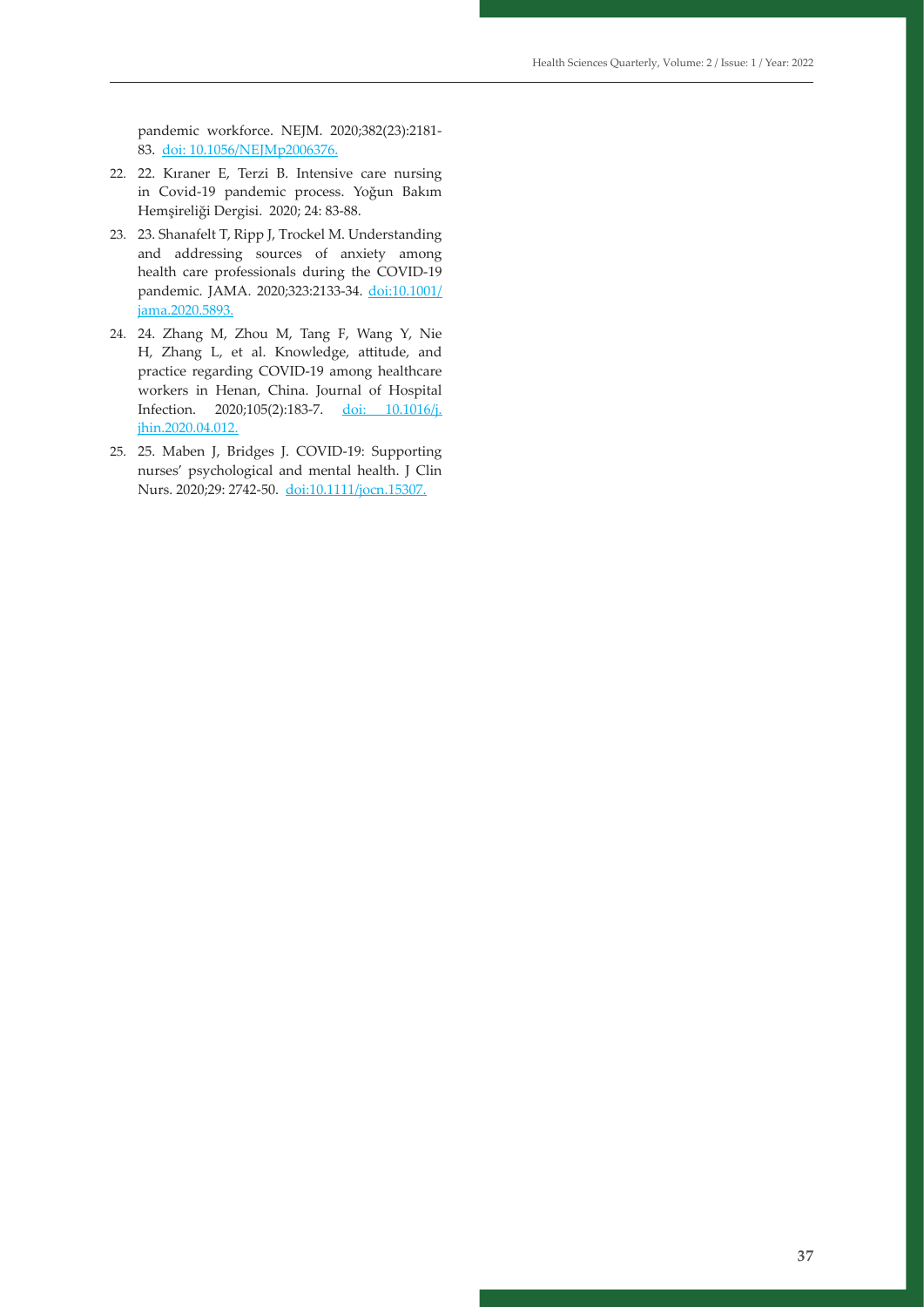pandemic workforce. NEJM. 2020;382(23):2181-83. [doi: 10.1056/NEJMp2006376.](https://doi.org/10.1056/NEJMp2006376)

22. 22. Kıraner E, Terzi B. Intensive care nursing in Covid-19 pandemic process. Yoğun Bakım Hemşireliği Dergisi. 2020; 24: 83-88.
23. 23. Shanafelt T, Ripp J, Trockel M. Understanding and addressing sources of anxiety among health care professionals during the COVID-19 pandemic. JAMA. 2020;323:2133-34. [doi:10.1001/jama.2020.5893.](https://doi.org/10.1001/jama.2020.5893)
24. 24. Zhang M, Zhou M, Tang F, Wang Y, Nie H, Zhang L, et al. Knowledge, attitude, and practice regarding COVID-19 among healthcare workers in Henan, China. Journal of Hospital Infection. 2020;105(2):183-7. [doi: 10.1016/j.jhin.2020.04.012.](https://doi.org/10.1016/j.jhin.2020.04.012)
25. 25. Maben J, Bridges J. COVID-19: Supporting nurses' psychological and mental health. J Clin Nurs. 2020;29: 2742-50. [doi:10.1111/jocn.15307.](https://doi.org/10.1111/jocn.15307)